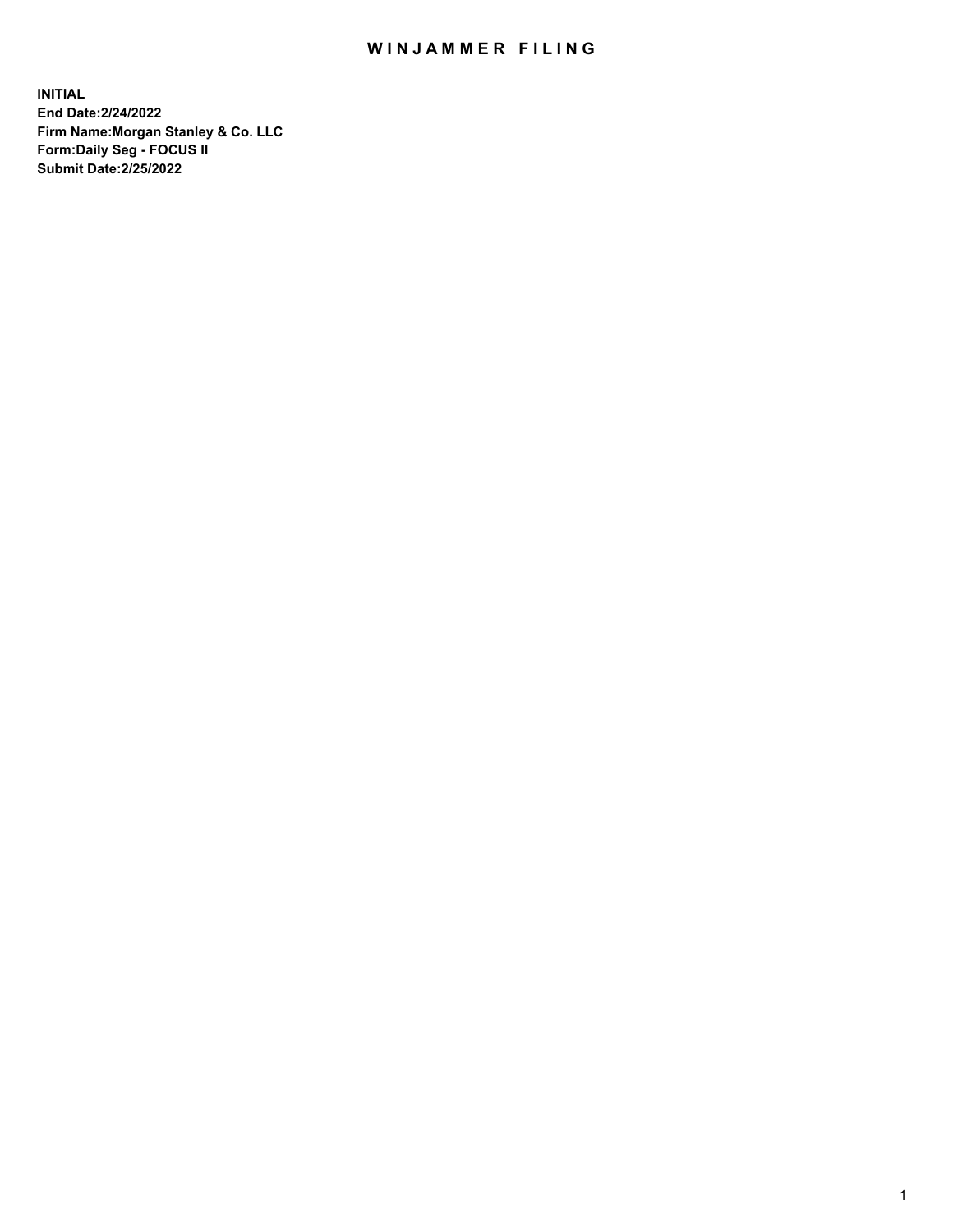# WINJAMMER FILING

**INITIAL**
**End Date:2/24/2022**
**Firm Name:Morgan Stanley & Co. LLC**
**Form:Daily Seg - FOCUS II**
**Submit Date:2/25/2022**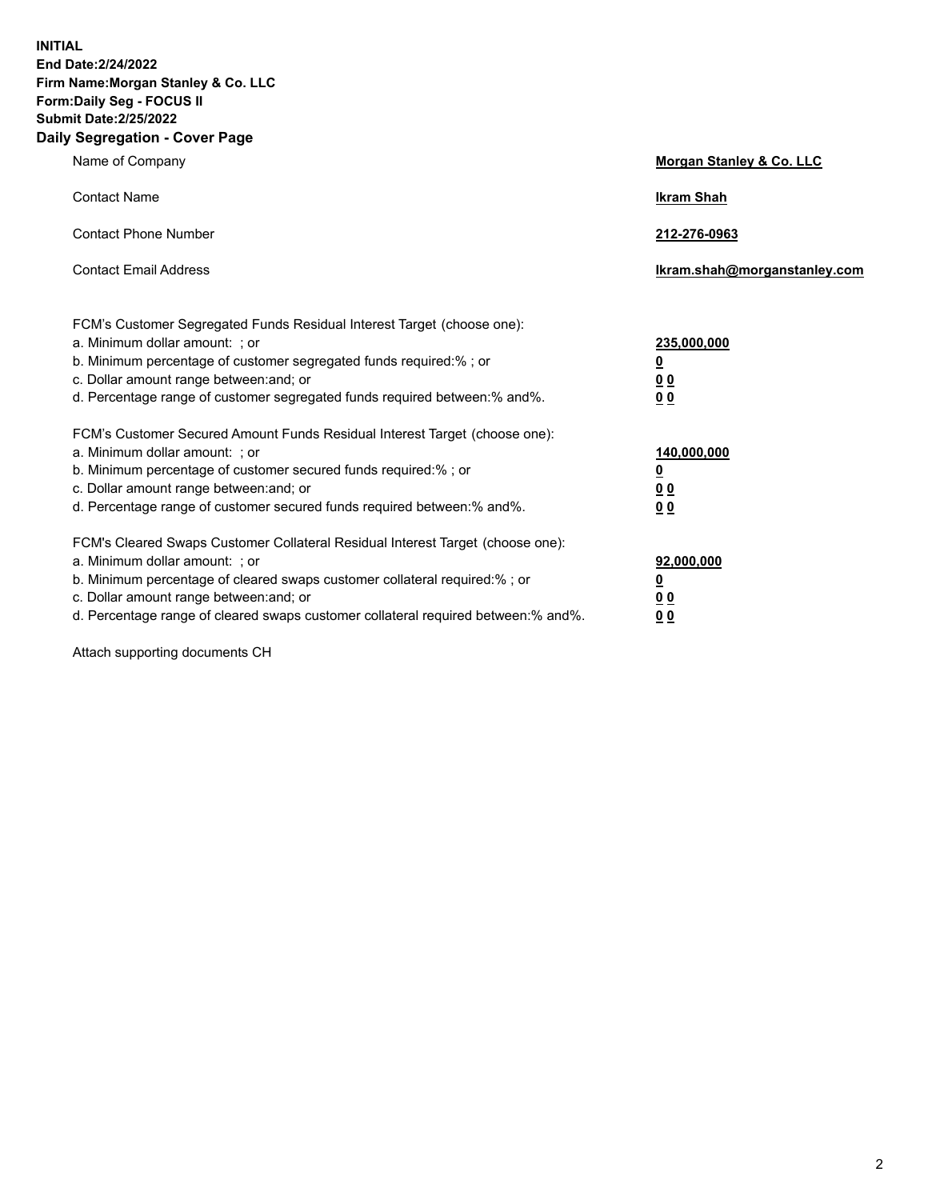**INITIAL**
**End Date:2/24/2022**
**Firm Name:Morgan Stanley & Co. LLC**
**Form:Daily Seg - FOCUS II**
**Submit Date:2/25/2022**

## Daily Segregation - Cover Page

| | |
|---|---|
| Name of Company | **Morgan Stanley & Co. LLC** |
| Contact Name | **Ikram Shah** |
| Contact Phone Number | **212-276-0963** |
| Contact Email Address | **Ikram.shah@morganstanley.com** |

| | |
|---|---|
| FCM's Customer Segregated Funds Residual Interest Target (choose one): | |
| a. Minimum dollar amount: ; or | **235,000,000** |
| b. Minimum percentage of customer segregated funds required:% ; or | **0** |
| c. Dollar amount range between:and; or | **0 0** |
| d. Percentage range of customer segregated funds required between:% and%. | **0 0** |
| FCM's Customer Secured Amount Funds Residual Interest Target (choose one): | |
| a. Minimum dollar amount: ; or | **140,000,000** |
| b. Minimum percentage of customer secured funds required:% ; or | **0** |
| c. Dollar amount range between:and; or | **0 0** |
| d. Percentage range of customer secured funds required between:% and%. | **0 0** |
| FCM's Cleared Swaps Customer Collateral Residual Interest Target (choose one): | |
| a. Minimum dollar amount: ; or | **92,000,000** |
| b. Minimum percentage of cleared swaps customer collateral required:% ; or | **0** |
| c. Dollar amount range between:and; or | **0 0** |
| d. Percentage range of cleared swaps customer collateral required between:% and%. | **0 0** |

Attach supporting documents CH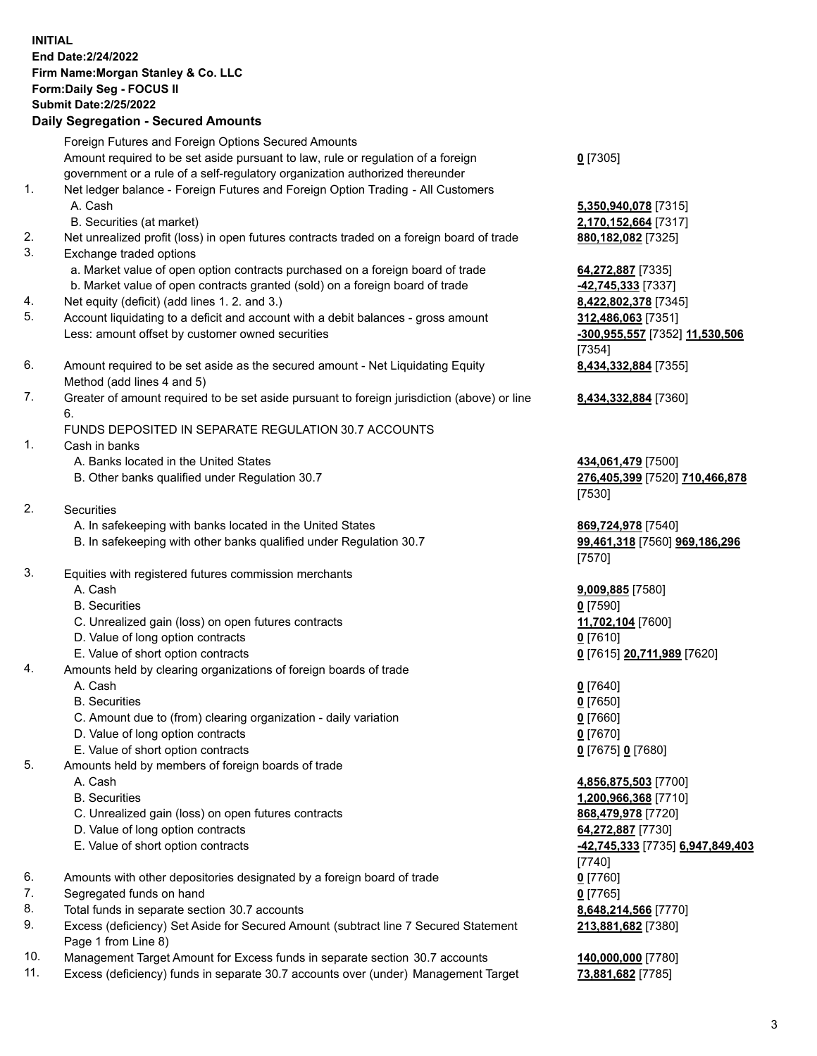**INITIAL**
**End Date:2/24/2022**
**Firm Name:Morgan Stanley & Co. LLC**
**Form:Daily Seg - FOCUS II**
**Submit Date:2/25/2022**

### Daily Segregation - Secured Amounts

| | | |
|---|---|---|
| | Foreign Futures and Foreign Options Secured Amounts | |
| | Amount required to be set aside pursuant to law, rule or regulation of a foreign government or a rule of a self-regulatory organization authorized thereunder | **0** [7305] |
| 1. | Net ledger balance - Foreign Futures and Foreign Option Trading - All Customers | |
| | A. Cash | **5,350,940,078** [7315] |
| | B. Securities (at market) | **2,170,152,664** [7317] |
| 2. | Net unrealized profit (loss) in open futures contracts traded on a foreign board of trade | **880,182,082** [7325] |
| 3. | Exchange traded options | |
| | a. Market value of open option contracts purchased on a foreign board of trade | **64,272,887** [7335] |
| | b. Market value of open contracts granted (sold) on a foreign board of trade | **-42,745,333** [7337] |
| 4. | Net equity (deficit) (add lines 1. 2. and 3.) | **8,422,802,378** [7345] |
| 5. | Account liquidating to a deficit and account with a debit balances - gross amount | **312,486,063** [7351] |
| | Less: amount offset by customer owned securities | **-300,955,557** [7352] **11,530,506** [7354] |
| 6. | Amount required to be set aside as the secured amount - Net Liquidating Equity Method (add lines 4 and 5) | **8,434,332,884** [7355] |
| 7. | Greater of amount required to be set aside pursuant to foreign jurisdiction (above) or line 6. | **8,434,332,884** [7360] |
| | FUNDS DEPOSITED IN SEPARATE REGULATION 30.7 ACCOUNTS | |
| 1. | Cash in banks | |
| | A. Banks located in the United States | **434,061,479** [7500] |
| | B. Other banks qualified under Regulation 30.7 | **276,405,399** [7520] **710,466,878** [7530] |
| 2. | Securities | |
| | A. In safekeeping with banks located in the United States | **869,724,978** [7540] |
| | B. In safekeeping with other banks qualified under Regulation 30.7 | **99,461,318** [7560] **969,186,296** [7570] |
| 3. | Equities with registered futures commission merchants | |
| | A. Cash | **9,009,885** [7580] |
| | B. Securities | **0** [7590] |
| | C. Unrealized gain (loss) on open futures contracts | **11,702,104** [7600] |
| | D. Value of long option contracts | **0** [7610] |
| | E. Value of short option contracts | **0** [7615] **20,711,989** [7620] |
| 4. | Amounts held by clearing organizations of foreign boards of trade | |
| | A. Cash | **0** [7640] |
| | B. Securities | **0** [7650] |
| | C. Amount due to (from) clearing organization - daily variation | **0** [7660] |
| | D. Value of long option contracts | **0** [7670] |
| | E. Value of short option contracts | **0** [7675] **0** [7680] |
| 5. | Amounts held by members of foreign boards of trade | |
| | A. Cash | **4,856,875,503** [7700] |
| | B. Securities | **1,200,966,368** [7710] |
| | C. Unrealized gain (loss) on open futures contracts | **868,479,978** [7720] |
| | D. Value of long option contracts | **64,272,887** [7730] |
| | E. Value of short option contracts | **-42,745,333** [7735] **6,947,849,403** [7740] |
| 6. | Amounts with other depositories designated by a foreign board of trade | **0** [7760] |
| 7. | Segregated funds on hand | **0** [7765] |
| 8. | Total funds in separate section 30.7 accounts | **8,648,214,566** [7770] |
| 9. | Excess (deficiency) Set Aside for Secured Amount (subtract line 7 Secured Statement Page 1 from Line 8) | **213,881,682** [7380] |
| 10. | Management Target Amount for Excess funds in separate section 30.7 accounts | **140,000,000** [7780] |
| 11. | Excess (deficiency) funds in separate 30.7 accounts over (under) Management Target | **73,881,682** [7785] |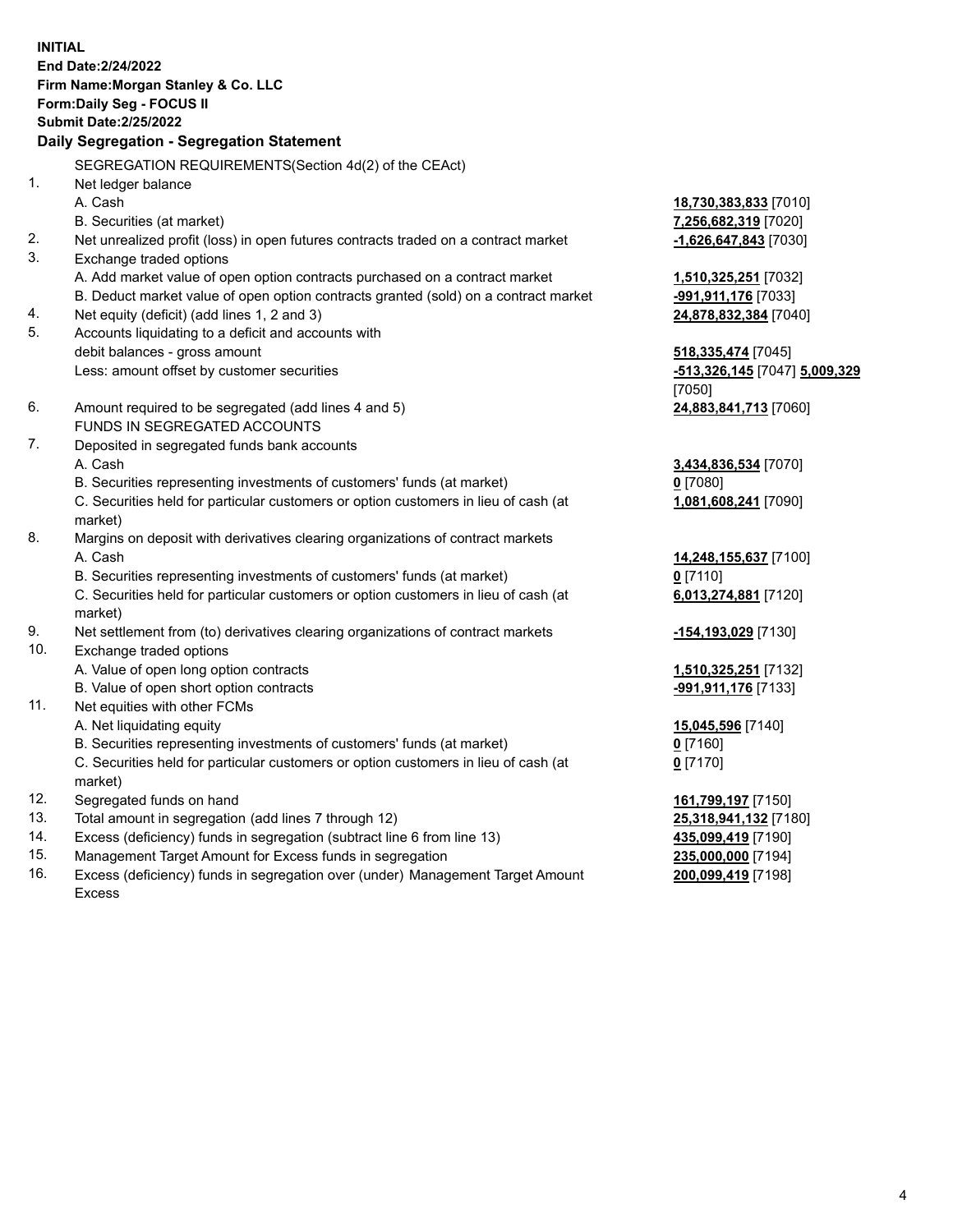**INITIAL**
**End Date:2/24/2022**
**Firm Name:Morgan Stanley & Co. LLC**
**Form:Daily Seg - FOCUS II**
**Submit Date:2/25/2022**

## Daily Segregation - Segregation Statement

| | | |
|---|---|---|
| | SEGREGATION REQUIREMENTS(Section 4d(2) of the CEAct) | |
| 1. | Net ledger balance | |
| | A. Cash | **18,730,383,833** [7010] |
| | B. Securities (at market) | **7,256,682,319** [7020] |
| 2. | Net unrealized profit (loss) in open futures contracts traded on a contract market | **-1,626,647,843** [7030] |
| 3. | Exchange traded options | |
| | A. Add market value of open option contracts purchased on a contract market | **1,510,325,251** [7032] |
| | B. Deduct market value of open option contracts granted (sold) on a contract market | **-991,911,176** [7033] |
| 4. | Net equity (deficit) (add lines 1, 2 and 3) | **24,878,832,384** [7040] |
| 5. | Accounts liquidating to a deficit and accounts with debit balances - gross amount | **518,335,474** [7045] |
| | Less: amount offset by customer securities | **-513,326,145** [7047] **5,009,329** [7050] |
| 6. | Amount required to be segregated (add lines 4 and 5) | **24,883,841,713** [7060] |
| | FUNDS IN SEGREGATED ACCOUNTS | |
| 7. | Deposited in segregated funds bank accounts | |
| | A. Cash | **3,434,836,534** [7070] |
| | B. Securities representing investments of customers' funds (at market) | **0** [7080] |
| | C. Securities held for particular customers or option customers in lieu of cash (at market) | **1,081,608,241** [7090] |
| 8. | Margins on deposit with derivatives clearing organizations of contract markets | |
| | A. Cash | **14,248,155,637** [7100] |
| | B. Securities representing investments of customers' funds (at market) | **0** [7110] |
| | C. Securities held for particular customers or option customers in lieu of cash (at market) | **6,013,274,881** [7120] |
| 9. | Net settlement from (to) derivatives clearing organizations of contract markets | **-154,193,029** [7130] |
| 10. | Exchange traded options | |
| | A. Value of open long option contracts | **1,510,325,251** [7132] |
| | B. Value of open short option contracts | **-991,911,176** [7133] |
| 11. | Net equities with other FCMs | |
| | A. Net liquidating equity | **15,045,596** [7140] |
| | B. Securities representing investments of customers' funds (at market) | **0** [7160] |
| | C. Securities held for particular customers or option customers in lieu of cash (at market) | **0** [7170] |
| 12. | Segregated funds on hand | **161,799,197** [7150] |
| 13. | Total amount in segregation (add lines 7 through 12) | **25,318,941,132** [7180] |
| 14. | Excess (deficiency) funds in segregation (subtract line 6 from line 13) | **435,099,419** [7190] |
| 15. | Management Target Amount for Excess funds in segregation | **235,000,000** [7194] |
| 16. | Excess (deficiency) funds in segregation over (under) Management Target Amount Excess | **200,099,419** [7198] |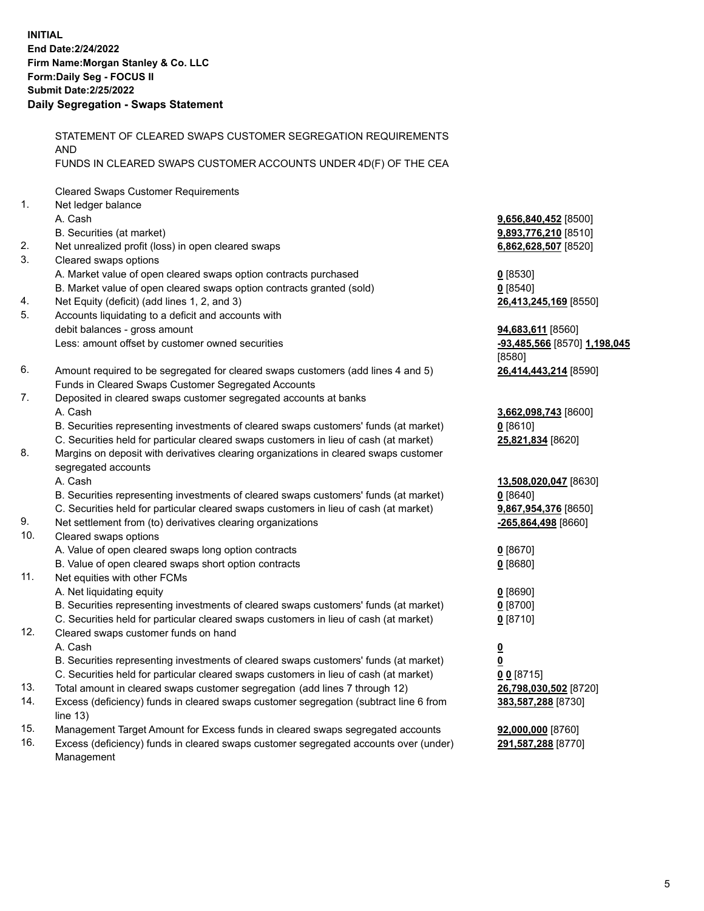**INITIAL**
**End Date:2/24/2022**
**Firm Name:Morgan Stanley & Co. LLC**
**Form:Daily Seg - FOCUS II**
**Submit Date:2/25/2022**
**Daily Segregation - Swaps Statement**

STATEMENT OF CLEARED SWAPS CUSTOMER SEGREGATION REQUIREMENTS AND
FUNDS IN CLEARED SWAPS CUSTOMER ACCOUNTS UNDER 4D(F) OF THE CEA

| | | |
|---|---|---|
| | Cleared Swaps Customer Requirements | |
| 1. | Net ledger balance | |
| | A. Cash | **9,656,840,452** [8500] |
| | B. Securities (at market) | **9,893,776,210** [8510] |
| 2. | Net unrealized profit (loss) in open cleared swaps | **6,862,628,507** [8520] |
| 3. | Cleared swaps options | |
| | A. Market value of open cleared swaps option contracts purchased | **0** [8530] |
| | B. Market value of open cleared swaps option contracts granted (sold) | **0** [8540] |
| 4. | Net Equity (deficit) (add lines 1, 2, and 3) | **26,413,245,169** [8550] |
| 5. | Accounts liquidating to a deficit and accounts with debit balances - gross amount | **94,683,611** [8560] |
| | Less: amount offset by customer owned securities | **-93,485,566** [8570] **1,198,045** [8580] |
| 6. | Amount required to be segregated for cleared swaps customers (add lines 4 and 5) | **26,414,443,214** [8590] |
| | Funds in Cleared Swaps Customer Segregated Accounts | |
| 7. | Deposited in cleared swaps customer segregated accounts at banks | |
| | A. Cash | **3,662,098,743** [8600] |
| | B. Securities representing investments of cleared swaps customers' funds (at market) | **0** [8610] |
| | C. Securities held for particular cleared swaps customers in lieu of cash (at market) | **25,821,834** [8620] |
| 8. | Margins on deposit with derivatives clearing organizations in cleared swaps customer segregated accounts | |
| | A. Cash | **13,508,020,047** [8630] |
| | B. Securities representing investments of cleared swaps customers' funds (at market) | **0** [8640] |
| | C. Securities held for particular cleared swaps customers in lieu of cash (at market) | **9,867,954,376** [8650] |
| 9. | Net settlement from (to) derivatives clearing organizations | **-265,864,498** [8660] |
| 10. | Cleared swaps options | |
| | A. Value of open cleared swaps long option contracts | **0** [8670] |
| | B. Value of open cleared swaps short option contracts | **0** [8680] |
| 11. | Net equities with other FCMs | |
| | A. Net liquidating equity | **0** [8690] |
| | B. Securities representing investments of cleared swaps customers' funds (at market) | **0** [8700] |
| | C. Securities held for particular cleared swaps customers in lieu of cash (at market) | **0** [8710] |
| 12. | Cleared swaps customer funds on hand | |
| | A. Cash | **0** |
| | B. Securities representing investments of cleared swaps customers' funds (at market) | **0** |
| | C. Securities held for particular cleared swaps customers in lieu of cash (at market) | **0** **0** [8715] |
| 13. | Total amount in cleared swaps customer segregation (add lines 7 through 12) | **26,798,030,502** [8720] |
| 14. | Excess (deficiency) funds in cleared swaps customer segregation (subtract line 6 from line 13) | **383,587,288** [8730] |
| 15. | Management Target Amount for Excess funds in cleared swaps segregated accounts | **92,000,000** [8760] |
| 16. | Excess (deficiency) funds in cleared swaps customer segregated accounts over (under) Management | **291,587,288** [8770] |